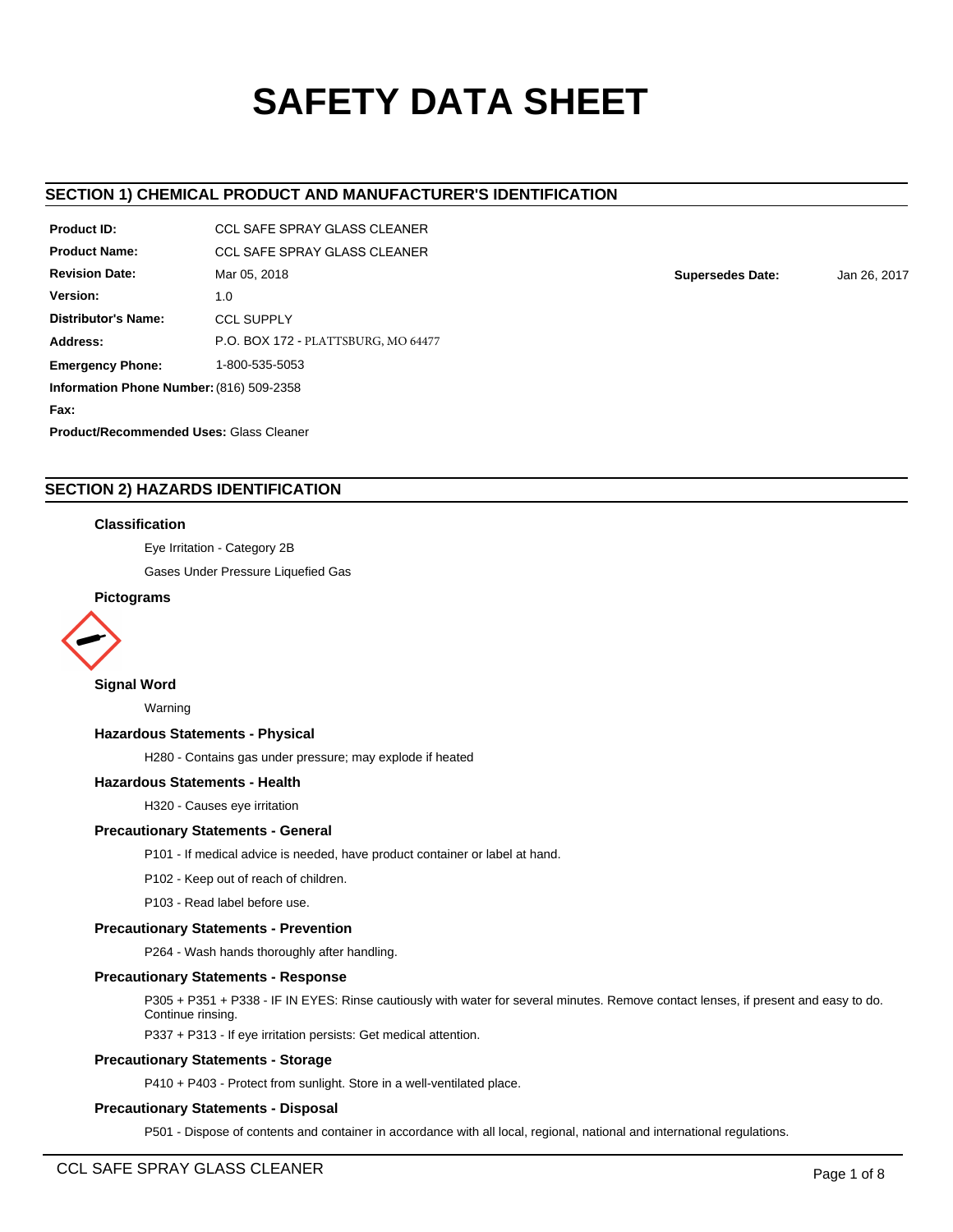# SAFETY DATA SHEET

## SECTION 1) CHEMICAL PRODUCT AND MANUFACTURER'S IDENTIFICATION

**Product ID:** CCL SAFE SPRAY GLASS CLEANER

**Product Name:** CCL SAFE SPRAY GLASS CLEANER

**Revision Date:** Mar 05, 2018 **Supersedes Date:** Jan 26, 2017

**Version:** 1.0

**Distributor's Name:** CCL SUPPLY

**Address:** P.O. BOX 172 - PLATTSBURG, MO 64477

**Emergency Phone:** 1-800-535-5053

**Information Phone Number:** (816) 509-2358

**Fax:**

**Product/Recommended Uses:** Glass Cleaner

## SECTION 2) HAZARDS IDENTIFICATION

### Classification

Eye Irritation - Category 2B

Gases Under Pressure Liquefied Gas

### Pictograms

### Signal Word

Warning

### Hazardous Statements - Physical

H280 - Contains gas under pressure; may explode if heated

### Hazardous Statements - Health

H320 - Causes eye irritation

### Precautionary Statements - General

P101 - If medical advice is needed, have product container or label at hand.

P102 - Keep out of reach of children.

P103 - Read label before use.

### Precautionary Statements - Prevention

P264 - Wash hands thoroughly after handling.

### Precautionary Statements - Response

P305 + P351 + P338 - IF IN EYES: Rinse cautiously with water for several minutes. Remove contact lenses, if present and easy to do. Continue rinsing.

P337 + P313 - If eye irritation persists: Get medical attention.

### Precautionary Statements - Storage

P410 + P403 - Protect from sunlight. Store in a well-ventilated place.

### Precautionary Statements - Disposal

P501 - Dispose of contents and container in accordance with all local, regional, national and international regulations.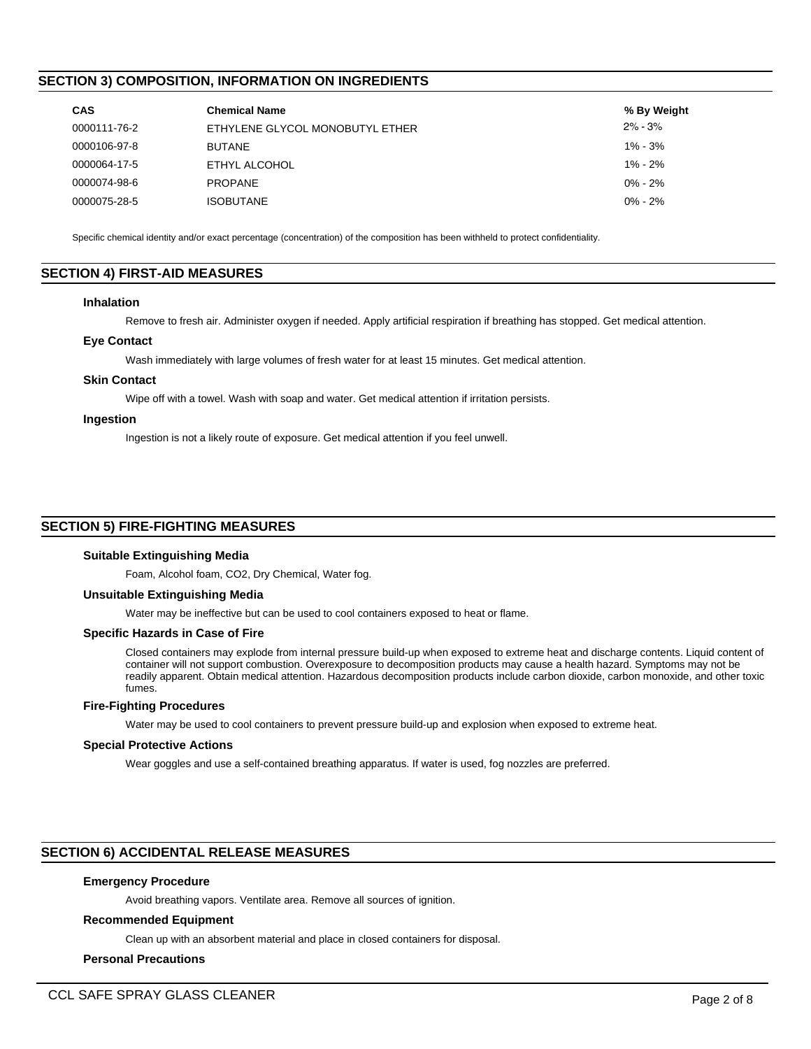## SECTION 3) COMPOSITION, INFORMATION ON INGREDIENTS

| CAS | Chemical Name | % By Weight |
|---|---|---|
| 0000111-76-2 | ETHYLENE GLYCOL MONOBUTYL ETHER | 2% - 3% |
| 0000106-97-8 | BUTANE | 1% - 3% |
| 0000064-17-5 | ETHYL ALCOHOL | 1% - 2% |
| 0000074-98-6 | PROPANE | 0% - 2% |
| 0000075-28-5 | ISOBUTANE | 0% - 2% |

Specific chemical identity and/or exact percentage (concentration) of the composition has been withheld to protect confidentiality.

## SECTION 4) FIRST-AID MEASURES

### Inhalation

Remove to fresh air. Administer oxygen if needed. Apply artificial respiration if breathing has stopped. Get medical attention.

### Eye Contact

Wash immediately with large volumes of fresh water for at least 15 minutes. Get medical attention.

### Skin Contact

Wipe off with a towel. Wash with soap and water. Get medical attention if irritation persists.

### Ingestion

Ingestion is not a likely route of exposure. Get medical attention if you feel unwell.

## SECTION 5) FIRE-FIGHTING MEASURES

### Suitable Extinguishing Media

Foam, Alcohol foam, CO2, Dry Chemical, Water fog.

### Unsuitable Extinguishing Media

Water may be ineffective but can be used to cool containers exposed to heat or flame.

### Specific Hazards in Case of Fire

Closed containers may explode from internal pressure build-up when exposed to extreme heat and discharge contents. Liquid content of container will not support combustion. Overexposure to decomposition products may cause a health hazard. Symptoms may not be readily apparent. Obtain medical attention. Hazardous decomposition products include carbon dioxide, carbon monoxide, and other toxic fumes.

### Fire-Fighting Procedures

Water may be used to cool containers to prevent pressure build-up and explosion when exposed to extreme heat.

### Special Protective Actions

Wear goggles and use a self-contained breathing apparatus. If water is used, fog nozzles are preferred.

## SECTION 6) ACCIDENTAL RELEASE MEASURES

### Emergency Procedure

Avoid breathing vapors. Ventilate area. Remove all sources of ignition.

### Recommended Equipment

Clean up with an absorbent material and place in closed containers for disposal.

### Personal Precautions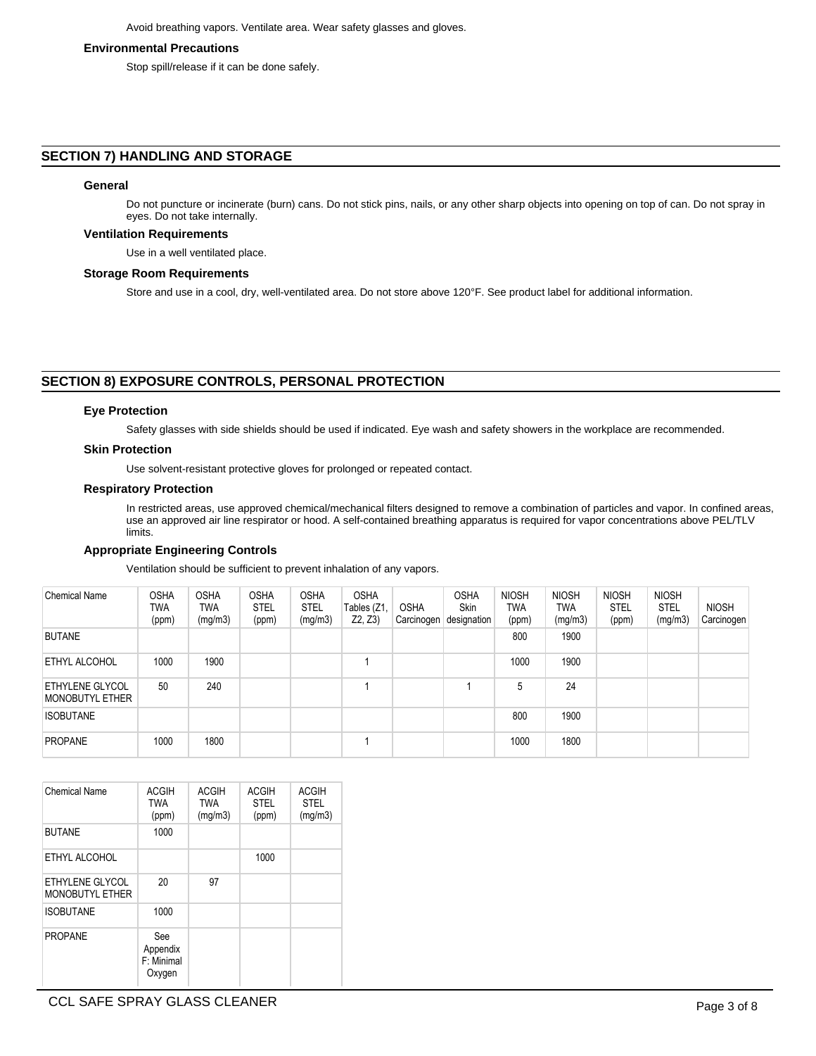Avoid breathing vapors. Ventilate area. Wear safety glasses and gloves.

### Environmental Precautions

Stop spill/release if it can be done safely.

## SECTION 7) HANDLING AND STORAGE

### General

Do not puncture or incinerate (burn) cans. Do not stick pins, nails, or any other sharp objects into opening on top of can. Do not spray in eyes. Do not take internally.

### Ventilation Requirements

Use in a well ventilated place.

### Storage Room Requirements

Store and use in a cool, dry, well-ventilated area. Do not store above 120°F. See product label for additional information.

## SECTION 8) EXPOSURE CONTROLS, PERSONAL PROTECTION

### Eye Protection

Safety glasses with side shields should be used if indicated. Eye wash and safety showers in the workplace are recommended.

### Skin Protection

Use solvent-resistant protective gloves for prolonged or repeated contact.

### Respiratory Protection

In restricted areas, use approved chemical/mechanical filters designed to remove a combination of particles and vapor. In confined areas, use an approved air line respirator or hood. A self-contained breathing apparatus is required for vapor concentrations above PEL/TLV limits.

### Appropriate Engineering Controls

Ventilation should be sufficient to prevent inhalation of any vapors.

| Chemical Name | OSHA TWA (ppm) | OSHA TWA (mg/m3) | OSHA STEL (ppm) | OSHA STEL (mg/m3) | OSHA Tables (Z1, Z2, Z3) | OSHA Carcinogen | OSHA Skin designation | NIOSH TWA (ppm) | NIOSH TWA (mg/m3) | NIOSH STEL (ppm) | NIOSH STEL (mg/m3) | NIOSH Carcinogen |
|---|---|---|---|---|---|---|---|---|---|---|---|---|
| BUTANE | | | | | | | | 800 | 1900 | | | |
| ETHYL ALCOHOL | 1000 | 1900 | | | 1 | | | 1000 | 1900 | | | |
| ETHYLENE GLYCOL MONOBUTYL ETHER | 50 | 240 | | | 1 | | 1 | 5 | 24 | | | |
| ISOBUTANE | | | | | | | | 800 | 1900 | | | |
| PROPANE | 1000 | 1800 | | | 1 | | | 1000 | 1800 | | | |

| Chemical Name | ACGIH TWA (ppm) | ACGIH TWA (mg/m3) | ACGIH STEL (ppm) | ACGIH STEL (mg/m3) |
|---|---|---|---|---|
| BUTANE | 1000 | | | |
| ETHYL ALCOHOL | | | 1000 | |
| ETHYLENE GLYCOL MONOBUTYL ETHER | 20 | 97 | | |
| ISOBUTANE | 1000 | | | |
| PROPANE | See Appendix F: Minimal Oxygen | | | |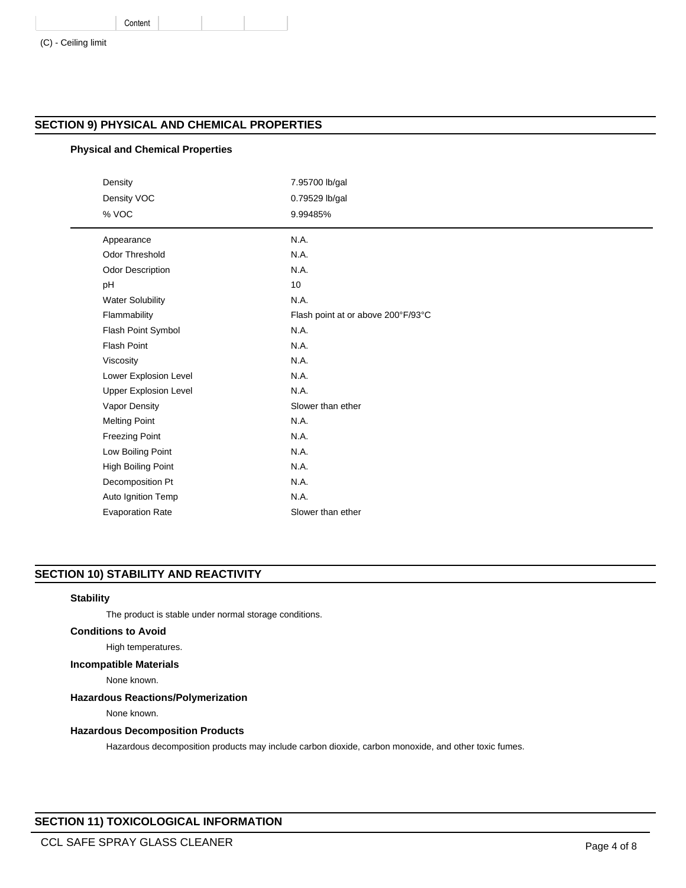| | Content | | | |
|---|---|---|---|---|

(C) - Ceiling limit

## SECTION 9) PHYSICAL AND CHEMICAL PROPERTIES

### Physical and Chemical Properties

| | |
|---|---|
| Density | 7.95700 lb/gal |
| Density VOC | 0.79529 lb/gal |
| % VOC | 9.99485% |

| | |
|---|---|
| Appearance | N.A. |
| Odor Threshold | N.A. |
| Odor Description | N.A. |
| pH | 10 |
| Water Solubility | N.A. |
| Flammability | Flash point at or above 200°F/93°C |
| Flash Point Symbol | N.A. |
| Flash Point | N.A. |
| Viscosity | N.A. |
| Lower Explosion Level | N.A. |
| Upper Explosion Level | N.A. |
| Vapor Density | Slower than ether |
| Melting Point | N.A. |
| Freezing Point | N.A. |
| Low Boiling Point | N.A. |
| High Boiling Point | N.A. |
| Decomposition Pt | N.A. |
| Auto Ignition Temp | N.A. |
| Evaporation Rate | Slower than ether |

## SECTION 10) STABILITY AND REACTIVITY

### Stability

The product is stable under normal storage conditions.

### Conditions to Avoid

High temperatures.

### Incompatible Materials

None known.

### Hazardous Reactions/Polymerization

None known.

### Hazardous Decomposition Products

Hazardous decomposition products may include carbon dioxide, carbon monoxide, and other toxic fumes.

## SECTION 11) TOXICOLOGICAL INFORMATION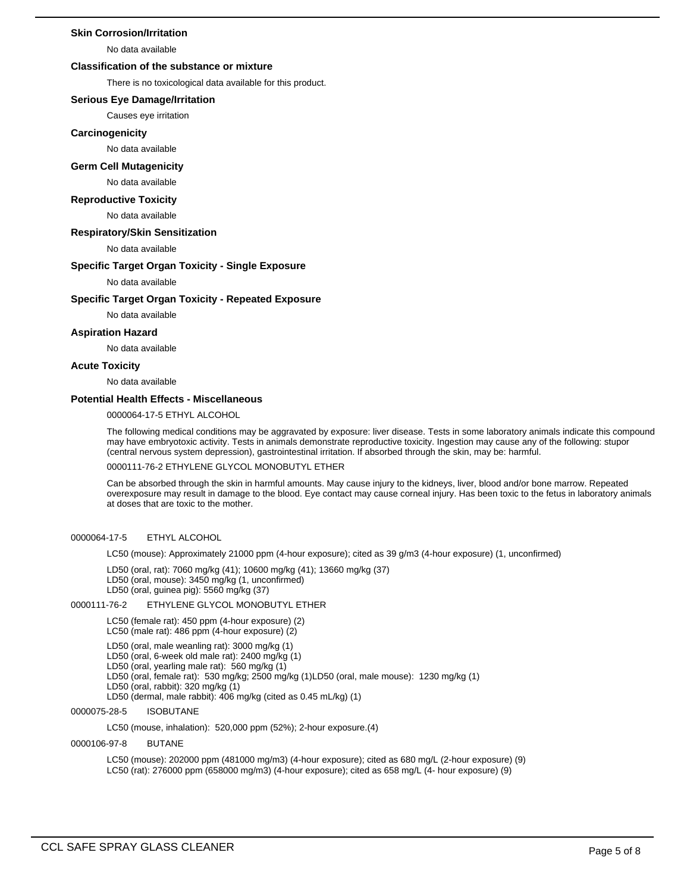### Skin Corrosion/Irritation

No data available

### Classification of the substance or mixture

There is no toxicological data available for this product.

### Serious Eye Damage/Irritation

Causes eye irritation

### Carcinogenicity

No data available

### Germ Cell Mutagenicity

No data available

### Reproductive Toxicity

No data available

### Respiratory/Skin Sensitization

No data available

### Specific Target Organ Toxicity - Single Exposure

No data available

### Specific Target Organ Toxicity - Repeated Exposure

No data available

### Aspiration Hazard

No data available

### Acute Toxicity

No data available

### Potential Health Effects - Miscellaneous

0000064-17-5 ETHYL ALCOHOL

The following medical conditions may be aggravated by exposure: liver disease. Tests in some laboratory animals indicate this compound may have embryotoxic activity. Tests in animals demonstrate reproductive toxicity. Ingestion may cause any of the following: stupor (central nervous system depression), gastrointestinal irritation. If absorbed through the skin, may be: harmful.

0000111-76-2 ETHYLENE GLYCOL MONOBUTYL ETHER

Can be absorbed through the skin in harmful amounts. May cause injury to the kidneys, liver, blood and/or bone marrow. Repeated overexposure may result in damage to the blood. Eye contact may cause corneal injury. Has been toxic to the fetus in laboratory animals at doses that are toxic to the mother.

0000064-17-5 ETHYL ALCOHOL

LC50 (mouse): Approximately 21000 ppm (4-hour exposure); cited as 39 g/m3 (4-hour exposure) (1, unconfirmed)

LD50 (oral, rat): 7060 mg/kg (41); 10600 mg/kg (41); 13660 mg/kg (37)
LD50 (oral, mouse): 3450 mg/kg (1, unconfirmed)
LD50 (oral, guinea pig): 5560 mg/kg (37)

0000111-76-2 ETHYLENE GLYCOL MONOBUTYL ETHER

LC50 (female rat): 450 ppm (4-hour exposure) (2)
LC50 (male rat): 486 ppm (4-hour exposure) (2)

LD50 (oral, male weanling rat): 3000 mg/kg (1)
LD50 (oral, 6-week old male rat): 2400 mg/kg (1)
LD50 (oral, yearling male rat): 560 mg/kg (1)
LD50 (oral, female rat): 530 mg/kg; 2500 mg/kg (1)LD50 (oral, male mouse): 1230 mg/kg (1)
LD50 (oral, rabbit): 320 mg/kg (1)
LD50 (dermal, male rabbit): 406 mg/kg (cited as 0.45 mL/kg) (1)

0000075-28-5 ISOBUTANE

LC50 (mouse, inhalation): 520,000 ppm (52%); 2-hour exposure.(4)

0000106-97-8 BUTANE

LC50 (mouse): 202000 ppm (481000 mg/m3) (4-hour exposure); cited as 680 mg/L (2-hour exposure) (9)
LC50 (rat): 276000 ppm (658000 mg/m3) (4-hour exposure); cited as 658 mg/L (4- hour exposure) (9)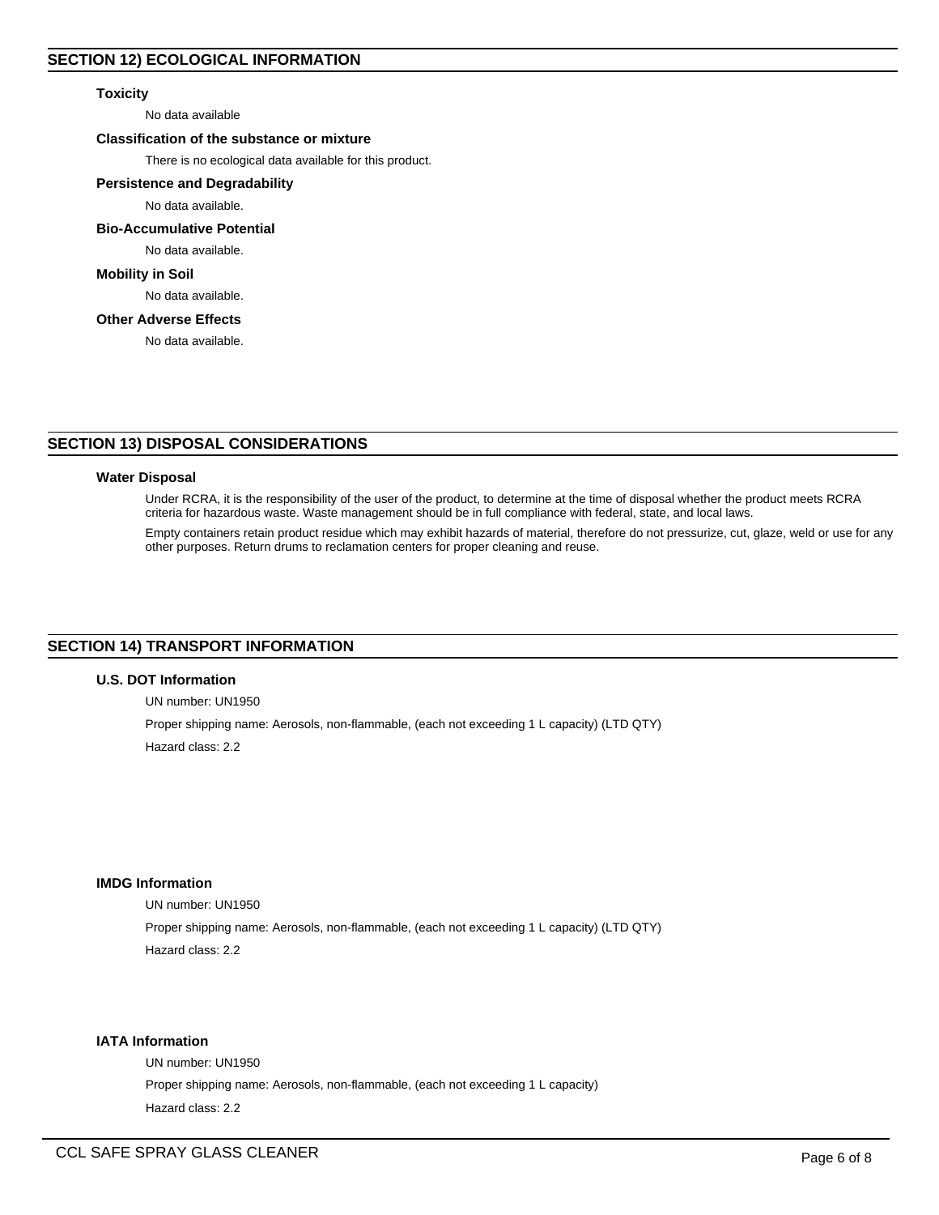## SECTION 12) ECOLOGICAL INFORMATION

### Toxicity

No data available

### Classification of the substance or mixture

There is no ecological data available for this product.

### Persistence and Degradability

No data available.

### Bio-Accumulative Potential

No data available.

### Mobility in Soil

No data available.

### Other Adverse Effects

No data available.

## SECTION 13) DISPOSAL CONSIDERATIONS

### Water Disposal

Under RCRA, it is the responsibility of the user of the product, to determine at the time of disposal whether the product meets RCRA criteria for hazardous waste. Waste management should be in full compliance with federal, state, and local laws.

Empty containers retain product residue which may exhibit hazards of material, therefore do not pressurize, cut, glaze, weld or use for any other purposes. Return drums to reclamation centers for proper cleaning and reuse.

## SECTION 14) TRANSPORT INFORMATION

### U.S. DOT Information

UN number: UN1950

Proper shipping name: Aerosols, non-flammable, (each not exceeding 1 L capacity) (LTD QTY)

Hazard class: 2.2

### IMDG Information

UN number: UN1950

Proper shipping name: Aerosols, non-flammable, (each not exceeding 1 L capacity) (LTD QTY)

Hazard class: 2.2

### IATA Information

UN number: UN1950

Proper shipping name: Aerosols, non-flammable, (each not exceeding 1 L capacity)

Hazard class: 2.2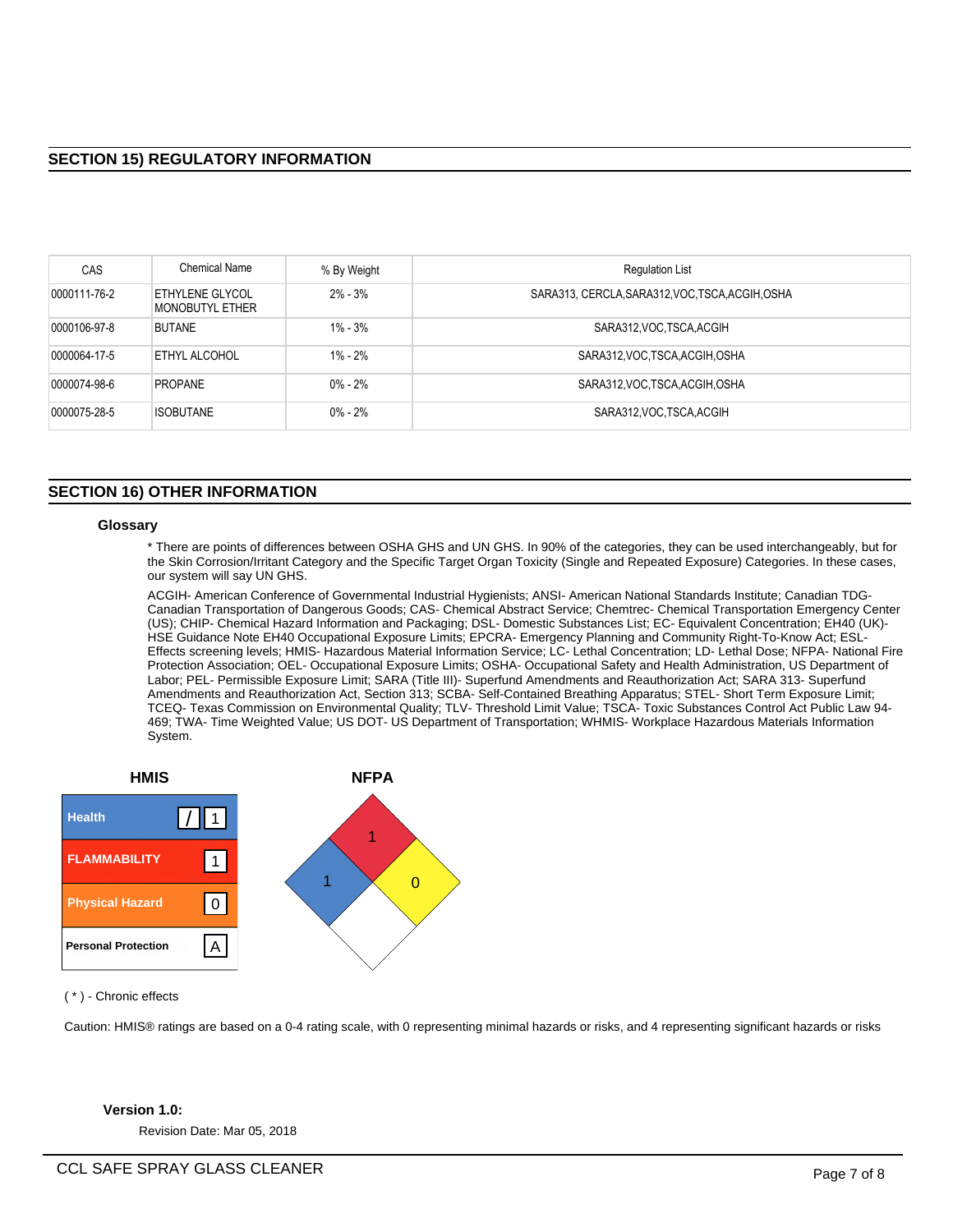## SECTION 15) REGULATORY INFORMATION

| CAS | Chemical Name | % By Weight | Regulation List |
|---|---|---|---|
| 0000111-76-2 | ETHYLENE GLYCOL MONOBUTYL ETHER | 2% - 3% | SARA313, CERCLA,SARA312,VOC,TSCA,ACGIH,OSHA |
| 0000106-97-8 | BUTANE | 1% - 3% | SARA312,VOC,TSCA,ACGIH |
| 0000064-17-5 | ETHYL ALCOHOL | 1% - 2% | SARA312,VOC,TSCA,ACGIH,OSHA |
| 0000074-98-6 | PROPANE | 0% - 2% | SARA312,VOC,TSCA,ACGIH,OSHA |
| 0000075-28-5 | ISOBUTANE | 0% - 2% | SARA312,VOC,TSCA,ACGIH |

## SECTION 16) OTHER INFORMATION

### Glossary

* There are points of differences between OSHA GHS and UN GHS. In 90% of the categories, they can be used interchangeably, but for the Skin Corrosion/Irritant Category and the Specific Target Organ Toxicity (Single and Repeated Exposure) Categories. In these cases, our system will say UN GHS.

ACGIH- American Conference of Governmental Industrial Hygienists; ANSI- American National Standards Institute; Canadian TDG- Canadian Transportation of Dangerous Goods; CAS- Chemical Abstract Service; Chemtrec- Chemical Transportation Emergency Center (US); CHIP- Chemical Hazard Information and Packaging; DSL- Domestic Substances List; EC- Equivalent Concentration; EH40 (UK)- HSE Guidance Note EH40 Occupational Exposure Limits; EPCRA- Emergency Planning and Community Right-To-Know Act; ESL- Effects screening levels; HMIS- Hazardous Material Information Service; LC- Lethal Concentration; LD- Lethal Dose; NFPA- National Fire Protection Association; OEL- Occupational Exposure Limits; OSHA- Occupational Safety and Health Administration, US Department of Labor; PEL- Permissible Exposure Limit; SARA (Title III)- Superfund Amendments and Reauthorization Act; SARA 313- Superfund Amendments and Reauthorization Act, Section 313; SCBA- Self-Contained Breathing Apparatus; STEL- Short Term Exposure Limit; TCEQ- Texas Commission on Environmental Quality; TLV- Threshold Limit Value; TSCA- Toxic Substances Control Act Public Law 94-469; TWA- Time Weighted Value; US DOT- US Department of Transportation; WHMIS- Workplace Hazardous Materials Information System.

**HMIS**

| | |
|---|---|
| Health | / 1 |
| FLAMMABILITY | 1 |
| Physical Hazard | 0 |
| Personal Protection | A |

**NFPA**

Health (blue): 1; Flammability (red): 1; Instability (yellow): 0; Special (white): 

( * ) - Chronic effects

Caution: HMIS® ratings are based on a 0-4 rating scale, with 0 representing minimal hazards or risks, and 4 representing significant hazards or risks

**Version 1.0:**

Revision Date: Mar 05, 2018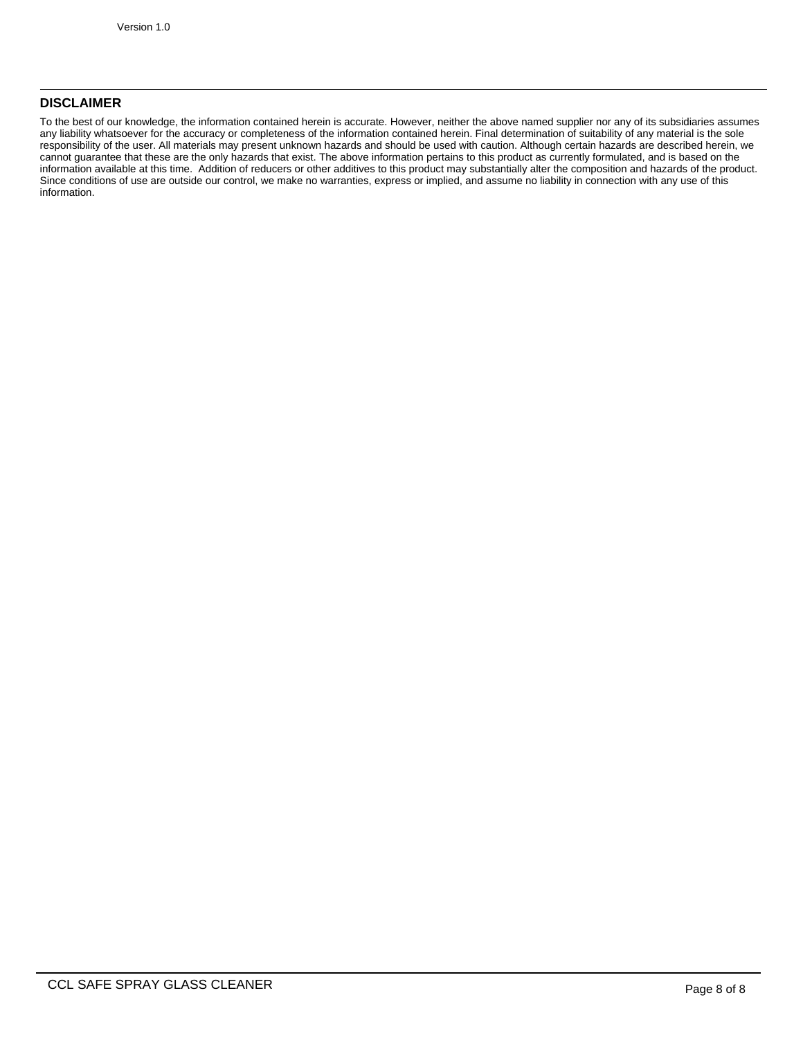## DISCLAIMER

To the best of our knowledge, the information contained herein is accurate. However, neither the above named supplier nor any of its subsidiaries assumes any liability whatsoever for the accuracy or completeness of the information contained herein. Final determination of suitability of any material is the sole responsibility of the user. All materials may present unknown hazards and should be used with caution. Although certain hazards are described herein, we cannot guarantee that these are the only hazards that exist. The above information pertains to this product as currently formulated, and is based on the information available at this time. Addition of reducers or other additives to this product may substantially alter the composition and hazards of the product. Since conditions of use are outside our control, we make no warranties, express or implied, and assume no liability in connection with any use of this information.